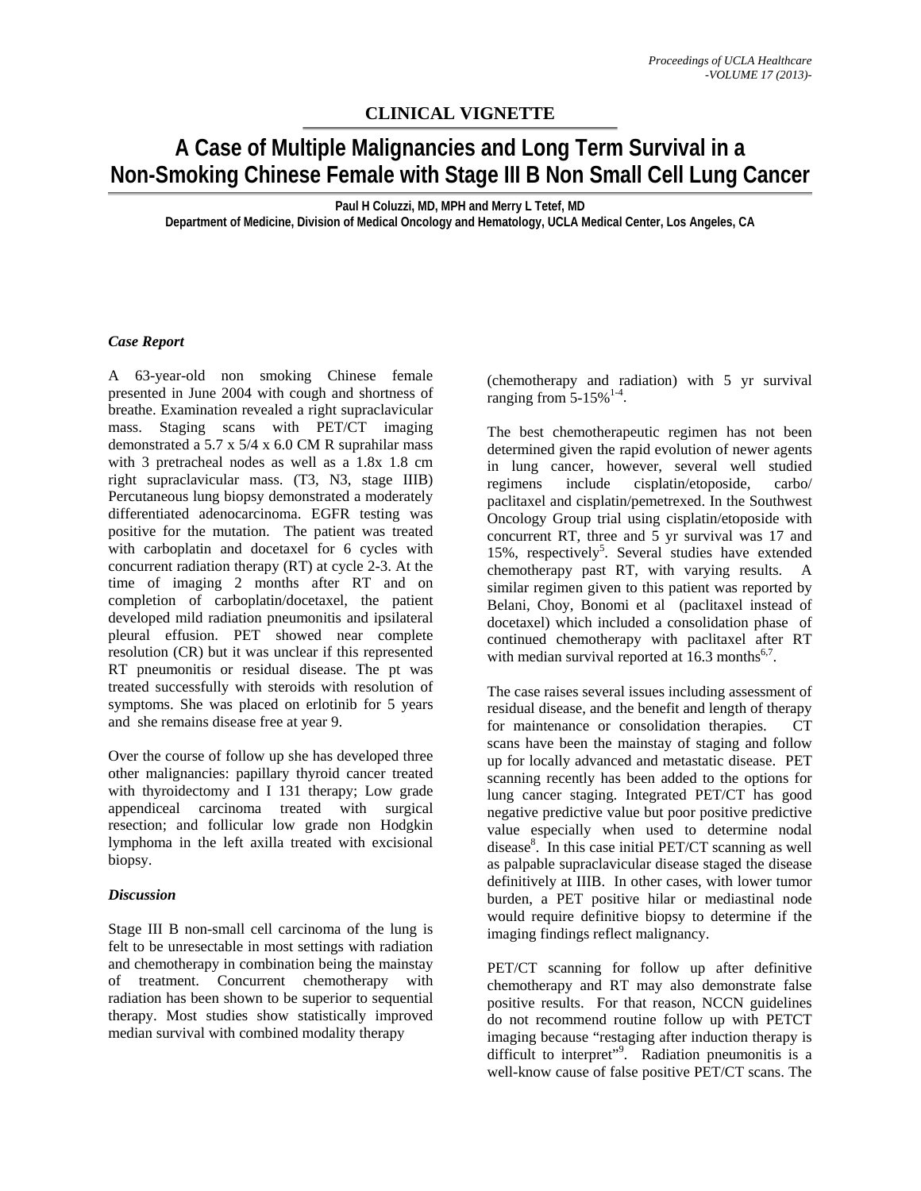**CLINICAL VIGNETTE**

# A Case of Multiple Malignancies and Long Term Survival in a Non-Smoking Chinese Female with Stage III B Non Small Cell Lung Cancer

**Paul H Coluzzi, MD, MPH and Merry L Tetef, MD**
**Department of Medicine, Division of Medical Oncology and Hematology, UCLA Medical Center, Los Angeles, CA**

### *Case Report*

A 63-year-old non smoking Chinese female presented in June 2004 with cough and shortness of breathe. Examination revealed a right supraclavicular mass. Staging scans with PET/CT imaging demonstrated a 5.7 x 5/4 x 6.0 CM R suprahilar mass with 3 pretracheal nodes as well as a 1.8x 1.8 cm right supraclavicular mass. (T3, N3, stage IIIB) Percutaneous lung biopsy demonstrated a moderately differentiated adenocarcinoma. EGFR testing was positive for the mutation. The patient was treated with carboplatin and docetaxel for 6 cycles with concurrent radiation therapy (RT) at cycle 2-3. At the time of imaging 2 months after RT and on completion of carboplatin/docetaxel, the patient developed mild radiation pneumonitis and ipsilateral pleural effusion. PET showed near complete resolution (CR) but it was unclear if this represented RT pneumonitis or residual disease. The pt was treated successfully with steroids with resolution of symptoms. She was placed on erlotinib for 5 years and she remains disease free at year 9.

Over the course of follow up she has developed three other malignancies: papillary thyroid cancer treated with thyroidectomy and I 131 therapy; Low grade appendiceal carcinoma treated with surgical resection; and follicular low grade non Hodgkin lymphoma in the left axilla treated with excisional biopsy.

### *Discussion*

Stage III B non-small cell carcinoma of the lung is felt to be unresectable in most settings with radiation and chemotherapy in combination being the mainstay of treatment. Concurrent chemotherapy with radiation has been shown to be superior to sequential therapy. Most studies show statistically improved median survival with combined modality therapy (chemotherapy and radiation) with 5 yr survival ranging from 5-15%[1-4].

The best chemotherapeutic regimen has not been determined given the rapid evolution of newer agents in lung cancer, however, several well studied regimens include cisplatin/etoposide, carbo/ paclitaxel and cisplatin/pemetrexed. In the Southwest Oncology Group trial using cisplatin/etoposide with concurrent RT, three and 5 yr survival was 17 and 15%, respectively[5]. Several studies have extended chemotherapy past RT, with varying results. A similar regimen given to this patient was reported by Belani, Choy, Bonomi et al (paclitaxel instead of docetaxel) which included a consolidation phase of continued chemotherapy with paclitaxel after RT with median survival reported at 16.3 months[6,7].

The case raises several issues including assessment of residual disease, and the benefit and length of therapy for maintenance or consolidation therapies. CT scans have been the mainstay of staging and follow up for locally advanced and metastatic disease. PET scanning recently has been added to the options for lung cancer staging. Integrated PET/CT has good negative predictive value but poor positive predictive value especially when used to determine nodal disease[8]. In this case initial PET/CT scanning as well as palpable supraclavicular disease staged the disease definitively at IIIB. In other cases, with lower tumor burden, a PET positive hilar or mediastinal node would require definitive biopsy to determine if the imaging findings reflect malignancy.

PET/CT scanning for follow up after definitive chemotherapy and RT may also demonstrate false positive results. For that reason, NCCN guidelines do not recommend routine follow up with PETCT imaging because "restaging after induction therapy is difficult to interpret"[9]. Radiation pneumonitis is a well-know cause of false positive PET/CT scans. The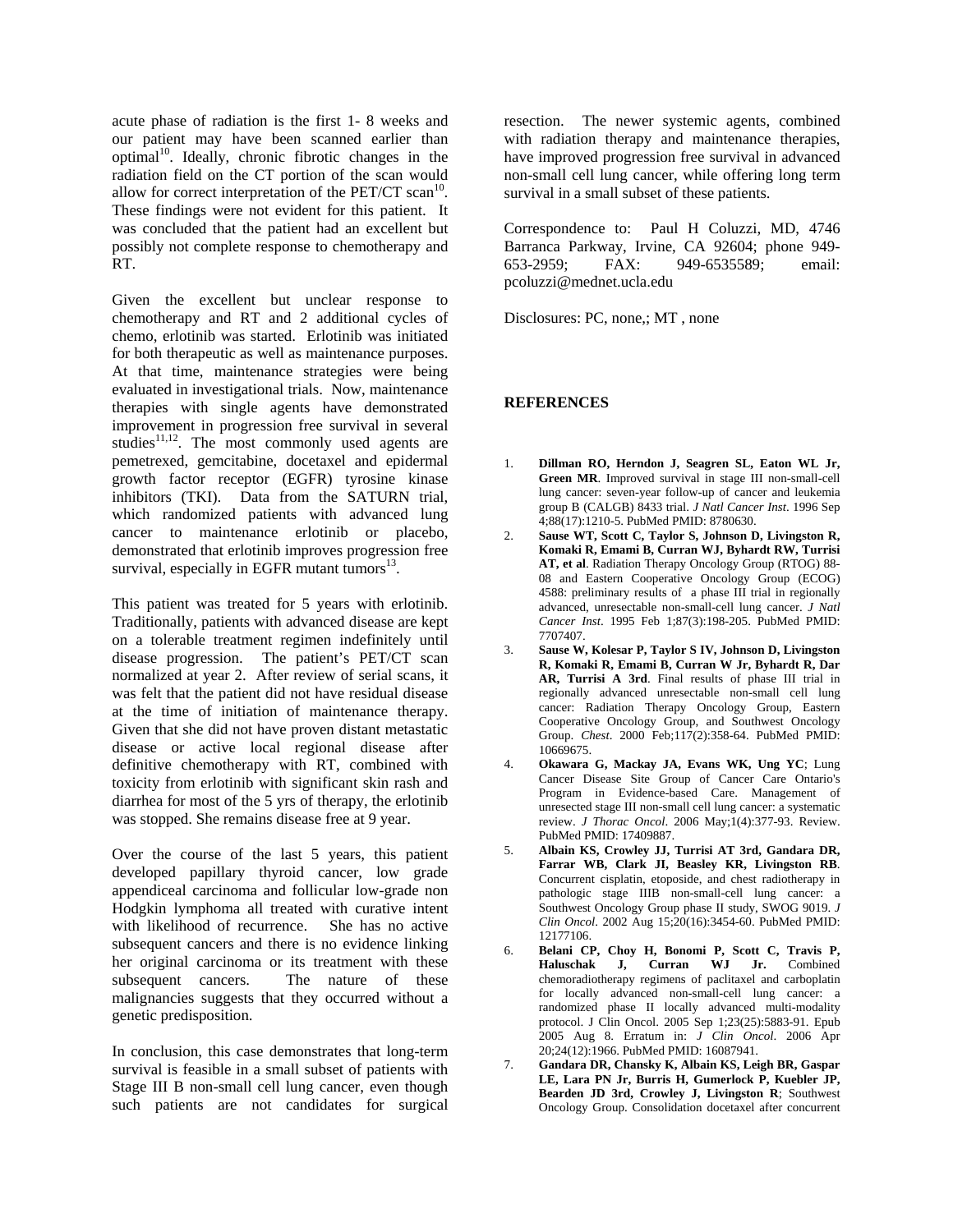acute phase of radiation is the first 1- 8 weeks and our patient may have been scanned earlier than optimal[10]. Ideally, chronic fibrotic changes in the radiation field on the CT portion of the scan would allow for correct interpretation of the PET/CT scan[10]. These findings were not evident for this patient. It was concluded that the patient had an excellent but possibly not complete response to chemotherapy and RT.

Given the excellent but unclear response to chemotherapy and RT and 2 additional cycles of chemo, erlotinib was started. Erlotinib was initiated for both therapeutic as well as maintenance purposes. At that time, maintenance strategies were being evaluated in investigational trials. Now, maintenance therapies with single agents have demonstrated improvement in progression free survival in several studies[11,12]. The most commonly used agents are pemetrexed, gemcitabine, docetaxel and epidermal growth factor receptor (EGFR) tyrosine kinase inhibitors (TKI). Data from the SATURN trial, which randomized patients with advanced lung cancer to maintenance erlotinib or placebo, demonstrated that erlotinib improves progression free survival, especially in EGFR mutant tumors[13].

This patient was treated for 5 years with erlotinib. Traditionally, patients with advanced disease are kept on a tolerable treatment regimen indefinitely until disease progression. The patient's PET/CT scan normalized at year 2. After review of serial scans, it was felt that the patient did not have residual disease at the time of initiation of maintenance therapy. Given that she did not have proven distant metastatic disease or active local regional disease after definitive chemotherapy with RT, combined with toxicity from erlotinib with significant skin rash and diarrhea for most of the 5 yrs of therapy, the erlotinib was stopped. She remains disease free at 9 year.

Over the course of the last 5 years, this patient developed papillary thyroid cancer, low grade appendiceal carcinoma and follicular low-grade non Hodgkin lymphoma all treated with curative intent with likelihood of recurrence. She has no active subsequent cancers and there is no evidence linking her original carcinoma or its treatment with these subsequent cancers. The nature of these malignancies suggests that they occurred without a genetic predisposition.

In conclusion, this case demonstrates that long-term survival is feasible in a small subset of patients with Stage III B non-small cell lung cancer, even though such patients are not candidates for surgical resection. The newer systemic agents, combined with radiation therapy and maintenance therapies, have improved progression free survival in advanced non-small cell lung cancer, while offering long term survival in a small subset of these patients.

Correspondence to: Paul H Coluzzi, MD, 4746 Barranca Parkway, Irvine, CA 92604; phone 949-653-2959; FAX: 949-6535589; email: pcoluzzi@mednet.ucla.edu

Disclosures: PC, none,; MT , none

## REFERENCES

1. **Dillman RO, Herndon J, Seagren SL, Eaton WL Jr, Green MR**. Improved survival in stage III non-small-cell lung cancer: seven-year follow-up of cancer and leukemia group B (CALGB) 8433 trial. *J Natl Cancer Inst*. 1996 Sep 4;88(17):1210-5. PubMed PMID: 8780630.
2. **Sause WT, Scott C, Taylor S, Johnson D, Livingston R, Komaki R, Emami B, Curran WJ, Byhardt RW, Turrisi AT, et al**. Radiation Therapy Oncology Group (RTOG) 88-08 and Eastern Cooperative Oncology Group (ECOG) 4588: preliminary results of a phase III trial in regionally advanced, unresectable non-small-cell lung cancer. *J Natl Cancer Inst*. 1995 Feb 1;87(3):198-205. PubMed PMID: 7707407.
3. **Sause W, Kolesar P, Taylor S IV, Johnson D, Livingston R, Komaki R, Emami B, Curran W Jr, Byhardt R, Dar AR, Turrisi A 3rd**. Final results of phase III trial in regionally advanced unresectable non-small cell lung cancer: Radiation Therapy Oncology Group, Eastern Cooperative Oncology Group, and Southwest Oncology Group. *Chest*. 2000 Feb;117(2):358-64. PubMed PMID: 10669675.
4. **Okawara G, Mackay JA, Evans WK, Ung YC**; Lung Cancer Disease Site Group of Cancer Care Ontario's Program in Evidence-based Care. Management of unresected stage III non-small cell lung cancer: a systematic review. *J Thorac Oncol*. 2006 May;1(4):377-93. Review. PubMed PMID: 17409887.
5. **Albain KS, Crowley JJ, Turrisi AT 3rd, Gandara DR, Farrar WB, Clark JI, Beasley KR, Livingston RB**. Concurrent cisplatin, etoposide, and chest radiotherapy in pathologic stage IIIB non-small-cell lung cancer: a Southwest Oncology Group phase II study, SWOG 9019. *J Clin Oncol*. 2002 Aug 15;20(16):3454-60. PubMed PMID: 12177106.
6. **Belani CP, Choy H, Bonomi P, Scott C, Travis P, Haluschak J, Curran WJ Jr.** Combined chemoradiotherapy regimens of paclitaxel and carboplatin for locally advanced non-small-cell lung cancer: a randomized phase II locally advanced multi-modality protocol. J Clin Oncol. 2005 Sep 1;23(25):5883-91. Epub 2005 Aug 8. Erratum in: *J Clin Oncol*. 2006 Apr 20;24(12):1966. PubMed PMID: 16087941.
7. **Gandara DR, Chansky K, Albain KS, Leigh BR, Gaspar LE, Lara PN Jr, Burris H, Gumerlock P, Kuebler JP, Bearden JD 3rd, Crowley J, Livingston R**; Southwest Oncology Group. Consolidation docetaxel after concurrent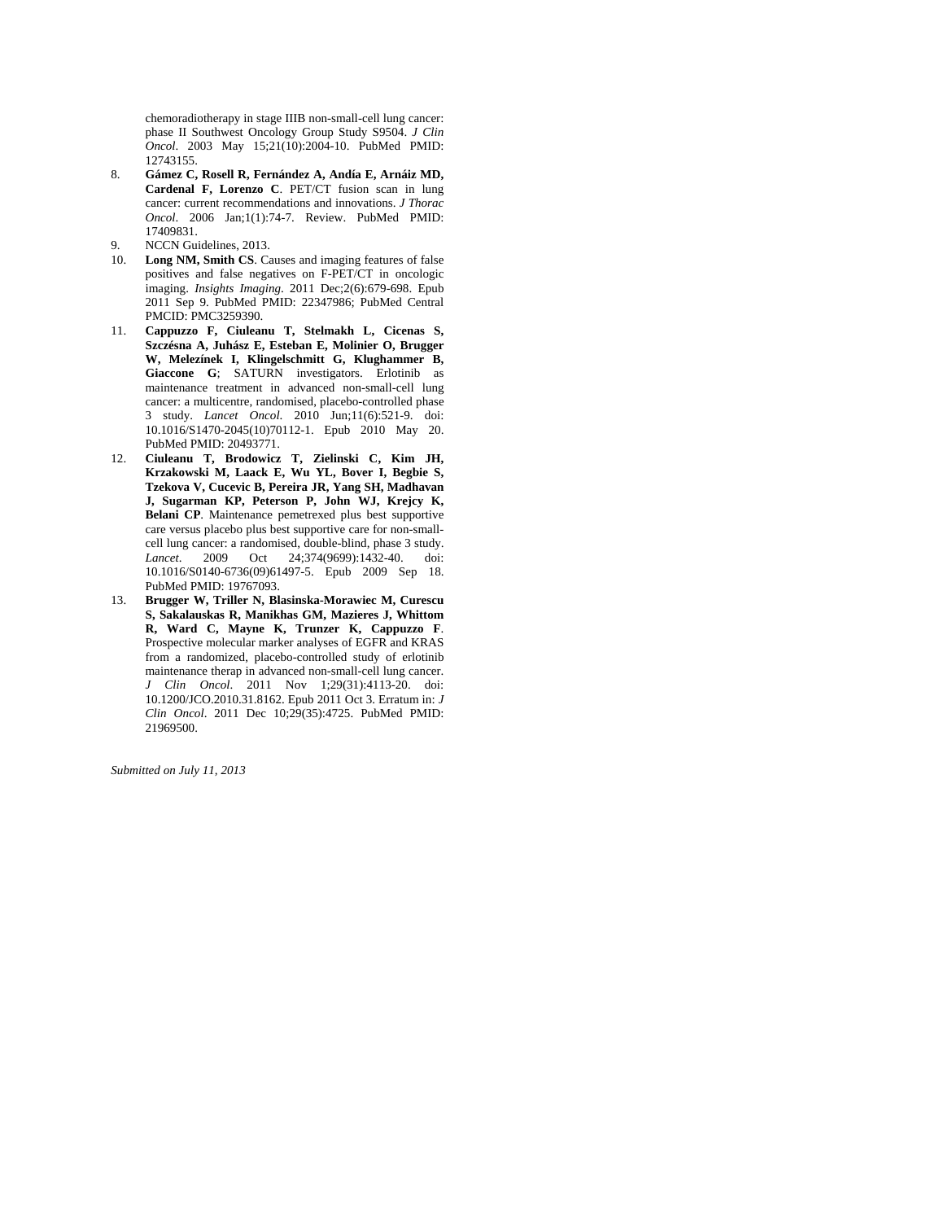chemoradiotherapy in stage IIIB non-small-cell lung cancer: phase II Southwest Oncology Group Study S9504. *J Clin Oncol*. 2003 May 15;21(10):2004-10. PubMed PMID: 12743155.

8. **Gámez C, Rosell R, Fernández A, Andía E, Arnáiz MD, Cardenal F, Lorenzo C**. PET/CT fusion scan in lung cancer: current recommendations and innovations. *J Thorac Oncol*. 2006 Jan;1(1):74-7. Review. PubMed PMID: 17409831.
9. NCCN Guidelines, 2013.
10. **Long NM, Smith CS**. Causes and imaging features of false positives and false negatives on F-PET/CT in oncologic imaging. *Insights Imaging*. 2011 Dec;2(6):679-698. Epub 2011 Sep 9. PubMed PMID: 22347986; PubMed Central PMCID: PMC3259390.
11. **Cappuzzo F, Ciuleanu T, Stelmakh L, Cicenas S, Szczésna A, Juhász E, Esteban E, Molinier O, Brugger W, Melezínek I, Klingelschmitt G, Klughammer B, Giaccone G**; SATURN investigators. Erlotinib as maintenance treatment in advanced non-small-cell lung cancer: a multicentre, randomised, placebo-controlled phase 3 study. *Lancet Oncol*. 2010 Jun;11(6):521-9. doi: 10.1016/S1470-2045(10)70112-1. Epub 2010 May 20. PubMed PMID: 20493771.
12. **Ciuleanu T, Brodowicz T, Zielinski C, Kim JH, Krzakowski M, Laack E, Wu YL, Bover I, Begbie S, Tzekova V, Cucevic B, Pereira JR, Yang SH, Madhavan J, Sugarman KP, Peterson P, John WJ, Krejcy K, Belani CP**. Maintenance pemetrexed plus best supportive care versus placebo plus best supportive care for non-small-cell lung cancer: a randomised, double-blind, phase 3 study. *Lancet*. 2009 Oct 24;374(9699):1432-40. doi: 10.1016/S0140-6736(09)61497-5. Epub 2009 Sep 18. PubMed PMID: 19767093.
13. **Brugger W, Triller N, Blasinska-Morawiec M, Curescu S, Sakalauskas R, Manikhas GM, Mazieres J, Whittom R, Ward C, Mayne K, Trunzer K, Cappuzzo F**. Prospective molecular marker analyses of EGFR and KRAS from a randomized, placebo-controlled study of erlotinib maintenance therap in advanced non-small-cell lung cancer. *J Clin Oncol*. 2011 Nov 1;29(31):4113-20. doi: 10.1200/JCO.2010.31.8162. Epub 2011 Oct 3. Erratum in: *J Clin Oncol*. 2011 Dec 10;29(35):4725. PubMed PMID: 21969500.

*Submitted on July 11, 2013*